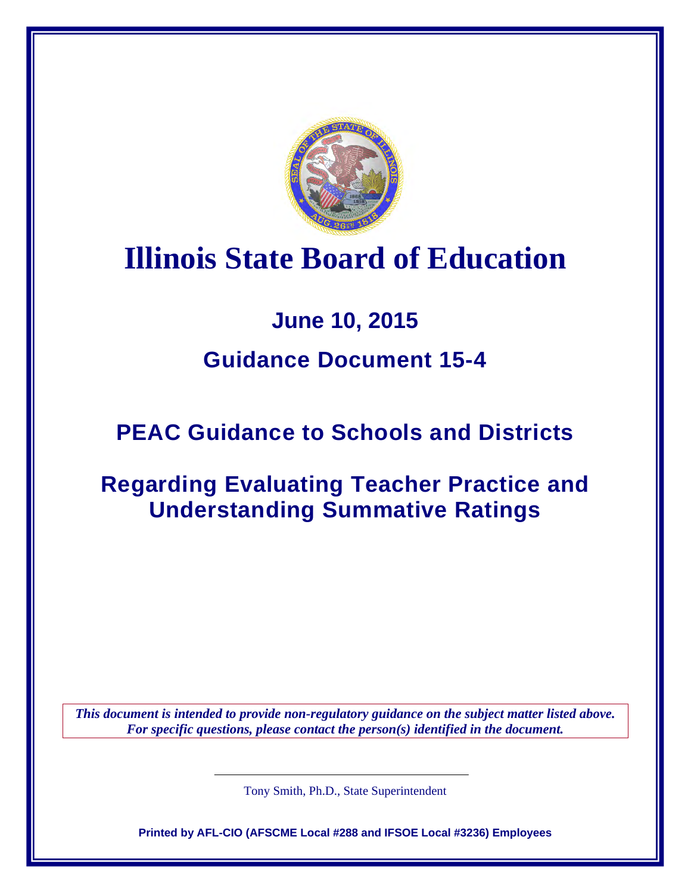# Illinois State Board of Education

## June 10, 2015

## Guidance Document 15-4

## PEAC Guidance to Schools and Districts

## Regarding Evaluating Teacher Practice and Understanding Summative Ratings

***This document is intended to provide non-regulatory guidance on the subject matter listed above. For specific questions, please contact the person(s) identified in the document.***

Tony Smith, Ph.D., State Superintendent

**Printed by AFL-CIO (AFSCME Local #288 and IFSOE Local #3236) Employees**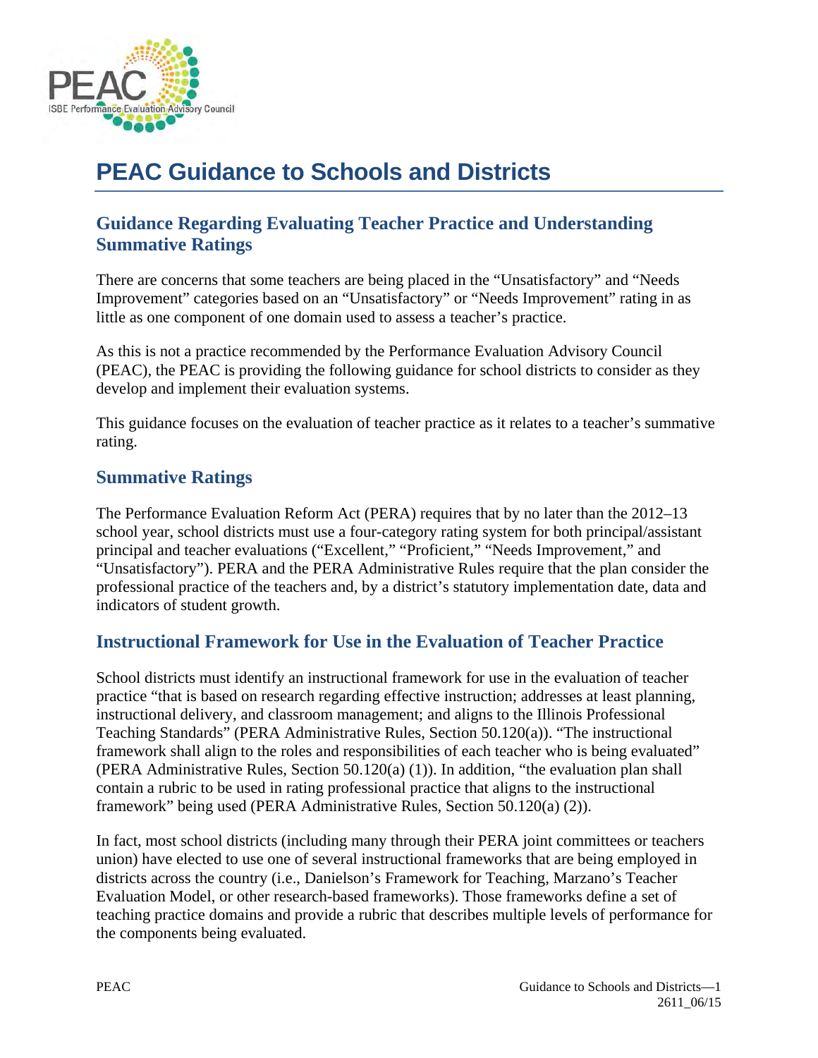# PEAC Guidance to Schools and Districts

## Guidance Regarding Evaluating Teacher Practice and Understanding Summative Ratings

There are concerns that some teachers are being placed in the “Unsatisfactory” and “Needs Improvement” categories based on an “Unsatisfactory” or “Needs Improvement” rating in as little as one component of one domain used to assess a teacher’s practice.

As this is not a practice recommended by the Performance Evaluation Advisory Council (PEAC), the PEAC is providing the following guidance for school districts to consider as they develop and implement their evaluation systems.

This guidance focuses on the evaluation of teacher practice as it relates to a teacher’s summative rating.

### Summative Ratings

The Performance Evaluation Reform Act (PERA) requires that by no later than the 2012–13 school year, school districts must use a four-category rating system for both principal/assistant principal and teacher evaluations (“Excellent,” “Proficient,” “Needs Improvement,” and “Unsatisfactory”). PERA and the PERA Administrative Rules require that the plan consider the professional practice of the teachers and, by a district’s statutory implementation date, data and indicators of student growth.

### Instructional Framework for Use in the Evaluation of Teacher Practice

School districts must identify an instructional framework for use in the evaluation of teacher practice “that is based on research regarding effective instruction; addresses at least planning, instructional delivery, and classroom management; and aligns to the Illinois Professional Teaching Standards” (PERA Administrative Rules, Section 50.120(a)). “The instructional framework shall align to the roles and responsibilities of each teacher who is being evaluated” (PERA Administrative Rules, Section 50.120(a) (1)). In addition, “the evaluation plan shall contain a rubric to be used in rating professional practice that aligns to the instructional framework” being used (PERA Administrative Rules, Section 50.120(a) (2)).

In fact, most school districts (including many through their PERA joint committees or teachers union) have elected to use one of several instructional frameworks that are being employed in districts across the country (i.e., Danielson’s Framework for Teaching, Marzano’s Teacher Evaluation Model, or other research-based frameworks). Those frameworks define a set of teaching practice domains and provide a rubric that describes multiple levels of performance for the components being evaluated.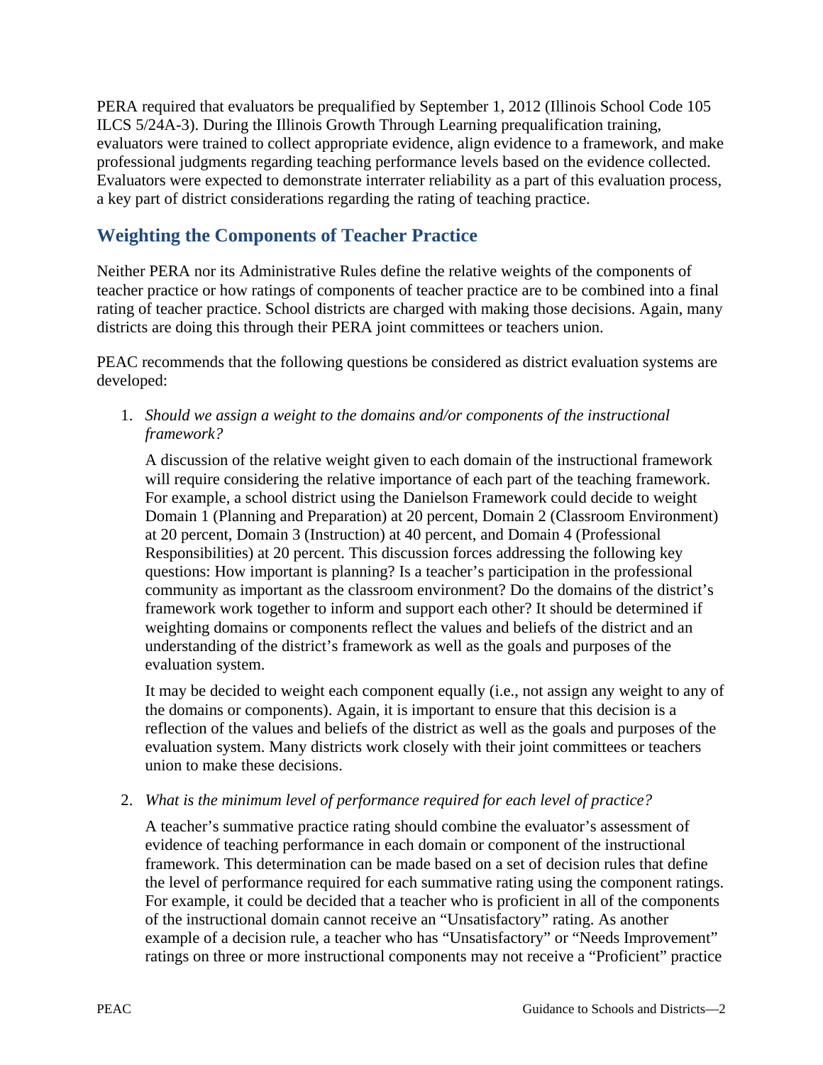PERA required that evaluators be prequalified by September 1, 2012 (Illinois School Code 105 ILCS 5/24A-3). During the Illinois Growth Through Learning prequalification training, evaluators were trained to collect appropriate evidence, align evidence to a framework, and make professional judgments regarding teaching performance levels based on the evidence collected. Evaluators were expected to demonstrate interrater reliability as a part of this evaluation process, a key part of district considerations regarding the rating of teaching practice.

## Weighting the Components of Teacher Practice

Neither PERA nor its Administrative Rules define the relative weights of the components of teacher practice or how ratings of components of teacher practice are to be combined into a final rating of teacher practice. School districts are charged with making those decisions. Again, many districts are doing this through their PERA joint committees or teachers union.

PEAC recommends that the following questions be considered as district evaluation systems are developed:

1. *Should we assign a weight to the domains and/or components of the instructional framework?*

   A discussion of the relative weight given to each domain of the instructional framework will require considering the relative importance of each part of the teaching framework. For example, a school district using the Danielson Framework could decide to weight Domain 1 (Planning and Preparation) at 20 percent, Domain 2 (Classroom Environment) at 20 percent, Domain 3 (Instruction) at 40 percent, and Domain 4 (Professional Responsibilities) at 20 percent. This discussion forces addressing the following key questions: How important is planning? Is a teacher's participation in the professional community as important as the classroom environment? Do the domains of the district's framework work together to inform and support each other? It should be determined if weighting domains or components reflect the values and beliefs of the district and an understanding of the district's framework as well as the goals and purposes of the evaluation system.

   It may be decided to weight each component equally (i.e., not assign any weight to any of the domains or components). Again, it is important to ensure that this decision is a reflection of the values and beliefs of the district as well as the goals and purposes of the evaluation system. Many districts work closely with their joint committees or teachers union to make these decisions.

2. *What is the minimum level of performance required for each level of practice?*

   A teacher's summative practice rating should combine the evaluator's assessment of evidence of teaching performance in each domain or component of the instructional framework. This determination can be made based on a set of decision rules that define the level of performance required for each summative rating using the component ratings. For example, it could be decided that a teacher who is proficient in all of the components of the instructional domain cannot receive an "Unsatisfactory" rating. As another example of a decision rule, a teacher who has "Unsatisfactory" or "Needs Improvement" ratings on three or more instructional components may not receive a "Proficient" practice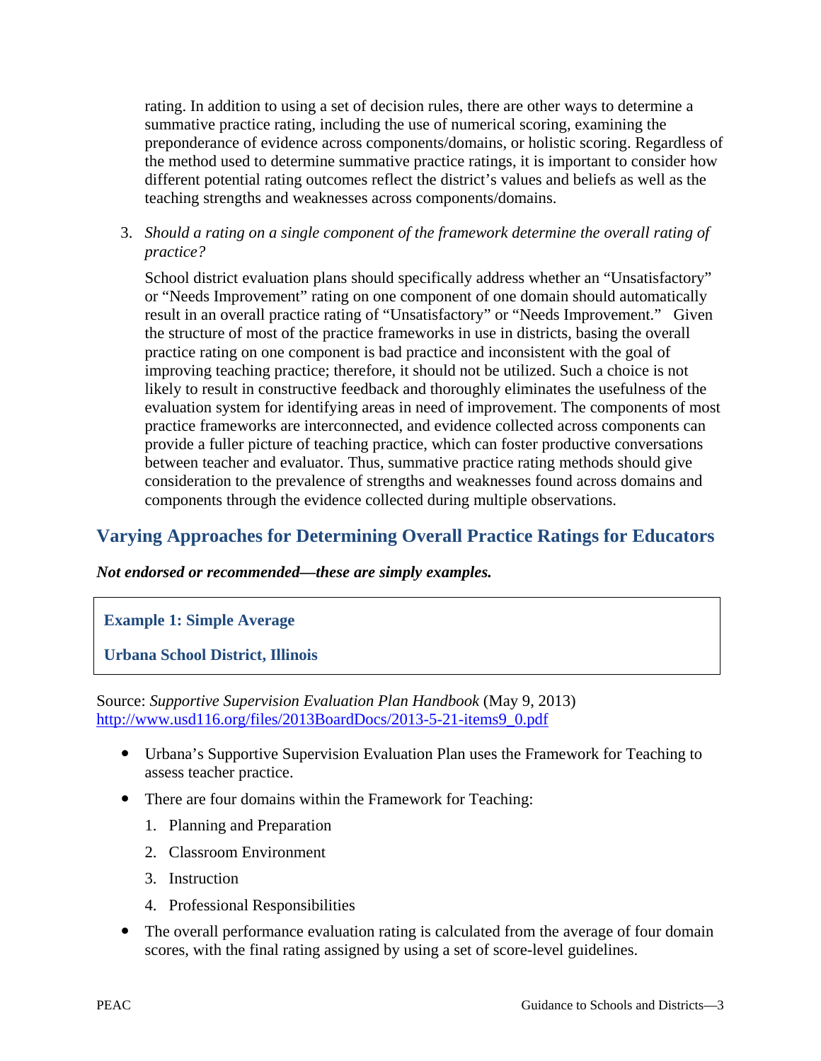rating. In addition to using a set of decision rules, there are other ways to determine a summative practice rating, including the use of numerical scoring, examining the preponderance of evidence across components/domains, or holistic scoring. Regardless of the method used to determine summative practice ratings, it is important to consider how different potential rating outcomes reflect the district's values and beliefs as well as the teaching strengths and weaknesses across components/domains.

3. *Should a rating on a single component of the framework determine the overall rating of practice?*

   School district evaluation plans should specifically address whether an "Unsatisfactory" or "Needs Improvement" rating on one component of one domain should automatically result in an overall practice rating of "Unsatisfactory" or "Needs Improvement." Given the structure of most of the practice frameworks in use in districts, basing the overall practice rating on one component is bad practice and inconsistent with the goal of improving teaching practice; therefore, it should not be utilized. Such a choice is not likely to result in constructive feedback and thoroughly eliminates the usefulness of the evaluation system for identifying areas in need of improvement. The components of most practice frameworks are interconnected, and evidence collected across components can provide a fuller picture of teaching practice, which can foster productive conversations between teacher and evaluator. Thus, summative practice rating methods should give consideration to the prevalence of strengths and weaknesses found across domains and components through the evidence collected during multiple observations.

## Varying Approaches for Determining Overall Practice Ratings for Educators

***Not endorsed or recommended—these are simply examples.***

### Example 1: Simple Average

### Urbana School District, Illinois

Source: *Supportive Supervision Evaluation Plan Handbook* (May 9, 2013)
http://www.usd116.org/files/2013BoardDocs/2013-5-21-items9_0.pdf

- Urbana's Supportive Supervision Evaluation Plan uses the Framework for Teaching to assess teacher practice.
- There are four domains within the Framework for Teaching:
  1. Planning and Preparation
  2. Classroom Environment
  3. Instruction
  4. Professional Responsibilities
- The overall performance evaluation rating is calculated from the average of four domain scores, with the final rating assigned by using a set of score-level guidelines.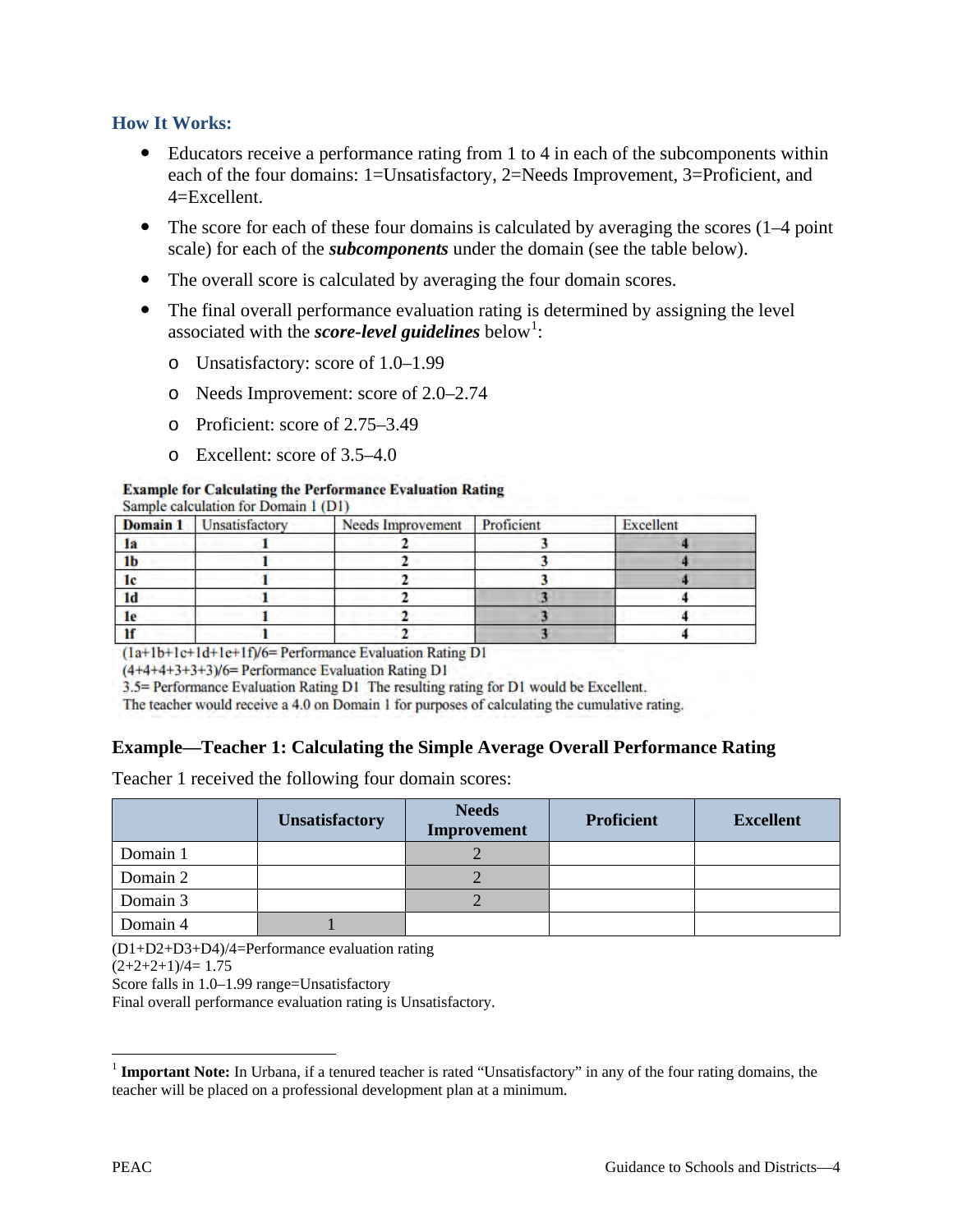### How It Works:

- Educators receive a performance rating from 1 to 4 in each of the subcomponents within each of the four domains: 1=Unsatisfactory, 2=Needs Improvement, 3=Proficient, and 4=Excellent.
- The score for each of these four domains is calculated by averaging the scores (1–4 point scale) for each of the ***subcomponents*** under the domain (see the table below).
- The overall score is calculated by averaging the four domain scores.
- The final overall performance evaluation rating is determined by assigning the level associated with the ***score-level guidelines*** below[1]:
  - Unsatisfactory: score of 1.0–1.99
  - Needs Improvement: score of 2.0–2.74
  - Proficient: score of 2.75–3.49
  - Excellent: score of 3.5–4.0

**Example for Calculating the Performance Evaluation Rating**
Sample calculation for Domain 1 (D1)

| **Domain 1** | Unsatisfactory | Needs Improvement | Proficient | Excellent |
|---|---|---|---|---|
| **1a** | **1** | **2** | **3** | **4** |
| **1b** | **1** | **2** | **3** | **4** |
| **1c** | **1** | **2** | **3** | **4** |
| **1d** | **1** | **2** | **3** | **4** |
| **1e** | **1** | **2** | **3** | **4** |
| **1f** | **1** | **2** | **3** | **4** |

(1a+1b+1c+1d+1e+1f)/6= Performance Evaluation Rating D1
(4+4+4+3+3+3)/6= Performance Evaluation Rating D1
3.5= Performance Evaluation Rating D1 The resulting rating for D1 would be Excellent.
The teacher would receive a 4.0 on Domain 1 for purposes of calculating the cumulative rating.

### Example—Teacher 1: Calculating the Simple Average Overall Performance Rating

Teacher 1 received the following four domain scores:

| | **Unsatisfactory** | **Needs Improvement** | **Proficient** | **Excellent** |
|---|---|---|---|---|
| Domain 1 | | 2 | | |
| Domain 2 | | 2 | | |
| Domain 3 | | 2 | | |
| Domain 4 | 1 | | | |

(D1+D2+D3+D4)/4=Performance evaluation rating
(2+2+2+1)/4= 1.75
Score falls in 1.0–1.99 range=Unsatisfactory
Final overall performance evaluation rating is Unsatisfactory.

[1] **Important Note:** In Urbana, if a tenured teacher is rated "Unsatisfactory" in any of the four rating domains, the teacher will be placed on a professional development plan at a minimum.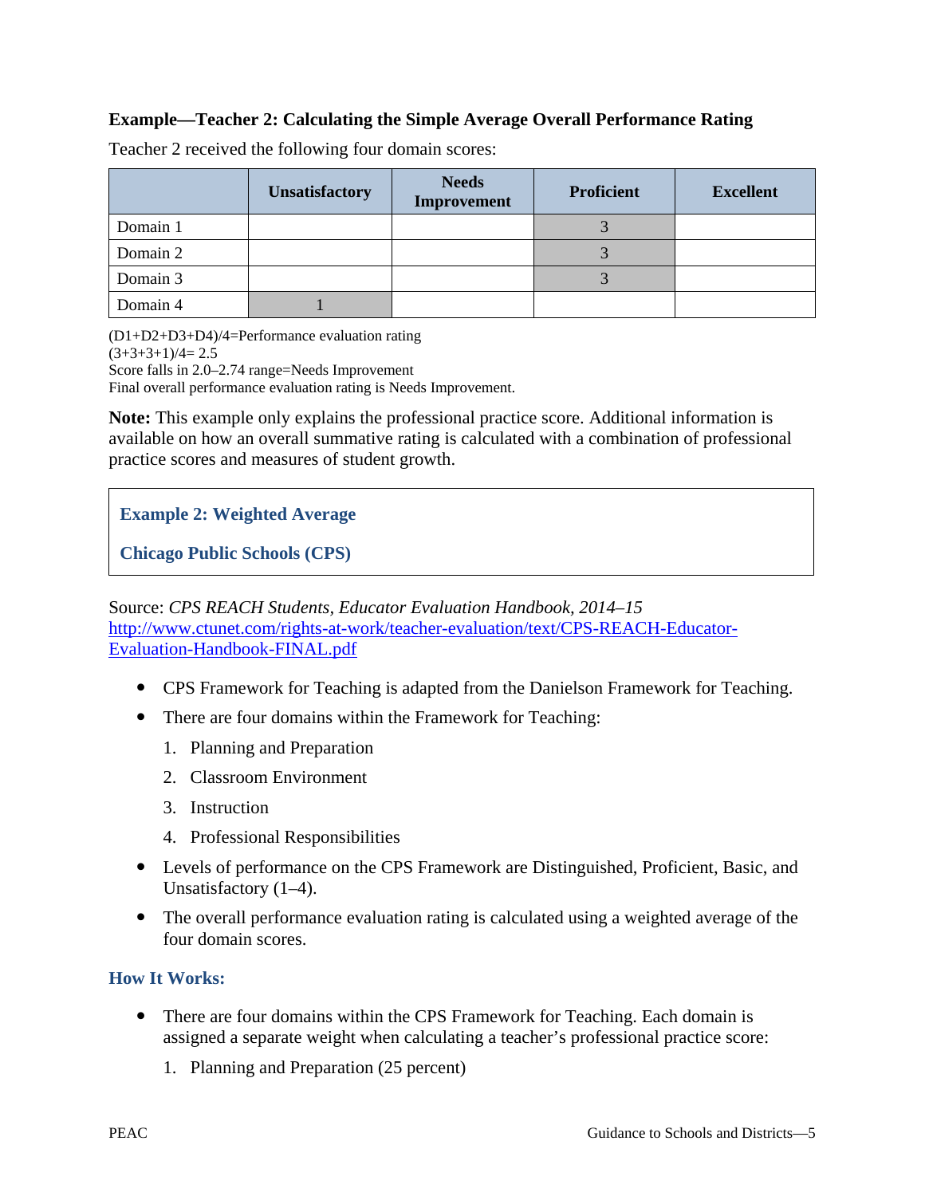### Example—Teacher 2: Calculating the Simple Average Overall Performance Rating

Teacher 2 received the following four domain scores:

| | Unsatisfactory | Needs Improvement | Proficient | Excellent |
|---|---|---|---|---|
| Domain 1 | | | 3 | |
| Domain 2 | | | 3 | |
| Domain 3 | | | 3 | |
| Domain 4 | 1 | | | |

(D1+D2+D3+D4)/4=Performance evaluation rating
(3+3+3+1)/4= 2.5
Score falls in 2.0–2.74 range=Needs Improvement
Final overall performance evaluation rating is Needs Improvement.

**Note:** This example only explains the professional practice score. Additional information is available on how an overall summative rating is calculated with a combination of professional practice scores and measures of student growth.

## Example 2: Weighted Average

## Chicago Public Schools (CPS)

Source: *CPS REACH Students, Educator Evaluation Handbook, 2014–15*
http://www.ctunet.com/rights-at-work/teacher-evaluation/text/CPS-REACH-Educator-Evaluation-Handbook-FINAL.pdf

- CPS Framework for Teaching is adapted from the Danielson Framework for Teaching.
- There are four domains within the Framework for Teaching:
  1. Planning and Preparation
  2. Classroom Environment
  3. Instruction
  4. Professional Responsibilities
- Levels of performance on the CPS Framework are Distinguished, Proficient, Basic, and Unsatisfactory (1–4).
- The overall performance evaluation rating is calculated using a weighted average of the four domain scores.

### How It Works:

- There are four domains within the CPS Framework for Teaching. Each domain is assigned a separate weight when calculating a teacher's professional practice score:
  1. Planning and Preparation (25 percent)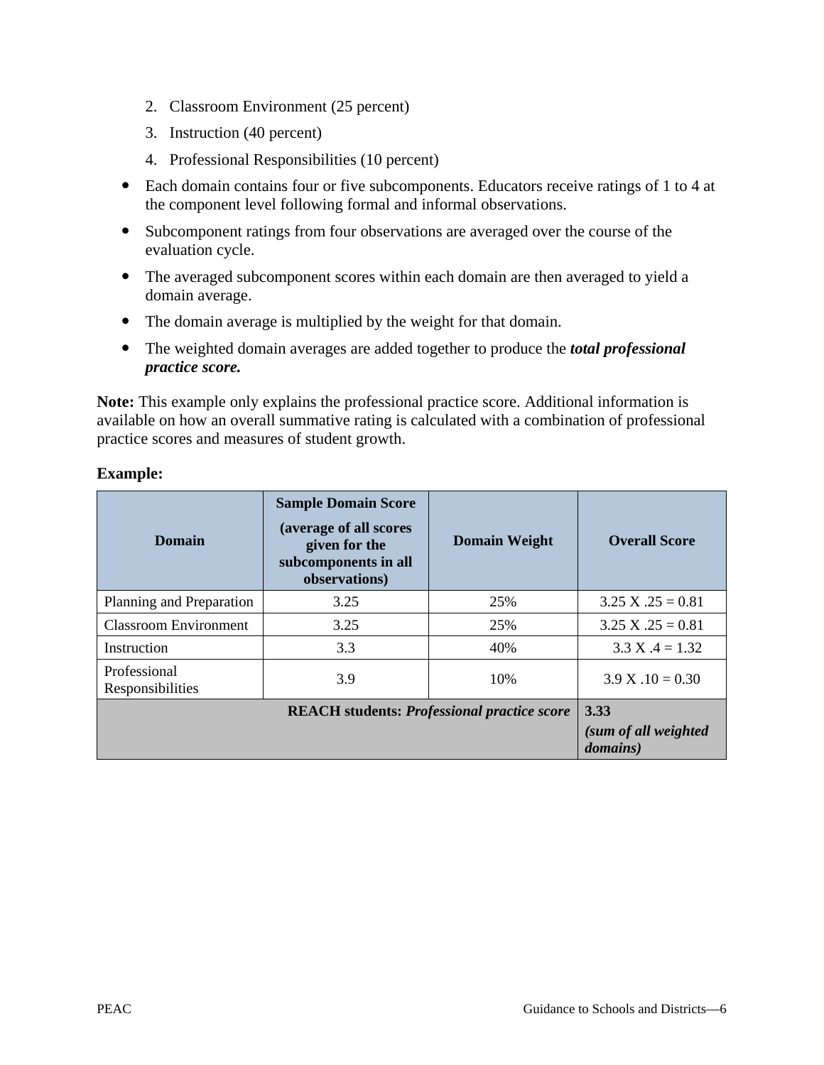2. Classroom Environment (25 percent)
3. Instruction (40 percent)
4. Professional Responsibilities (10 percent)

- Each domain contains four or five subcomponents. Educators receive ratings of 1 to 4 at the component level following formal and informal observations.
- Subcomponent ratings from four observations are averaged over the course of the evaluation cycle.
- The averaged subcomponent scores within each domain are then averaged to yield a domain average.
- The domain average is multiplied by the weight for that domain.
- The weighted domain averages are added together to produce the ***total professional practice score.***

**Note:** This example only explains the professional practice score. Additional information is available on how an overall summative rating is calculated with a combination of professional practice scores and measures of student growth.

**Example:**

| Domain | Sample Domain Score (average of all scores given for the subcomponents in all observations) | Domain Weight | Overall Score |
|---|---|---|---|
| Planning and Preparation | 3.25 | 25% | 3.25 X .25 = 0.81 |
| Classroom Environment | 3.25 | 25% | 3.25 X .25 = 0.81 |
| Instruction | 3.3 | 40% | 3.3 X .4 = 1.32 |
| Professional Responsibilities | 3.9 | 10% | 3.9 X .10 = 0.30 |
| **REACH students:** ***Professional practice score*** | | | **3.33** ***(sum of all weighted domains)*** |